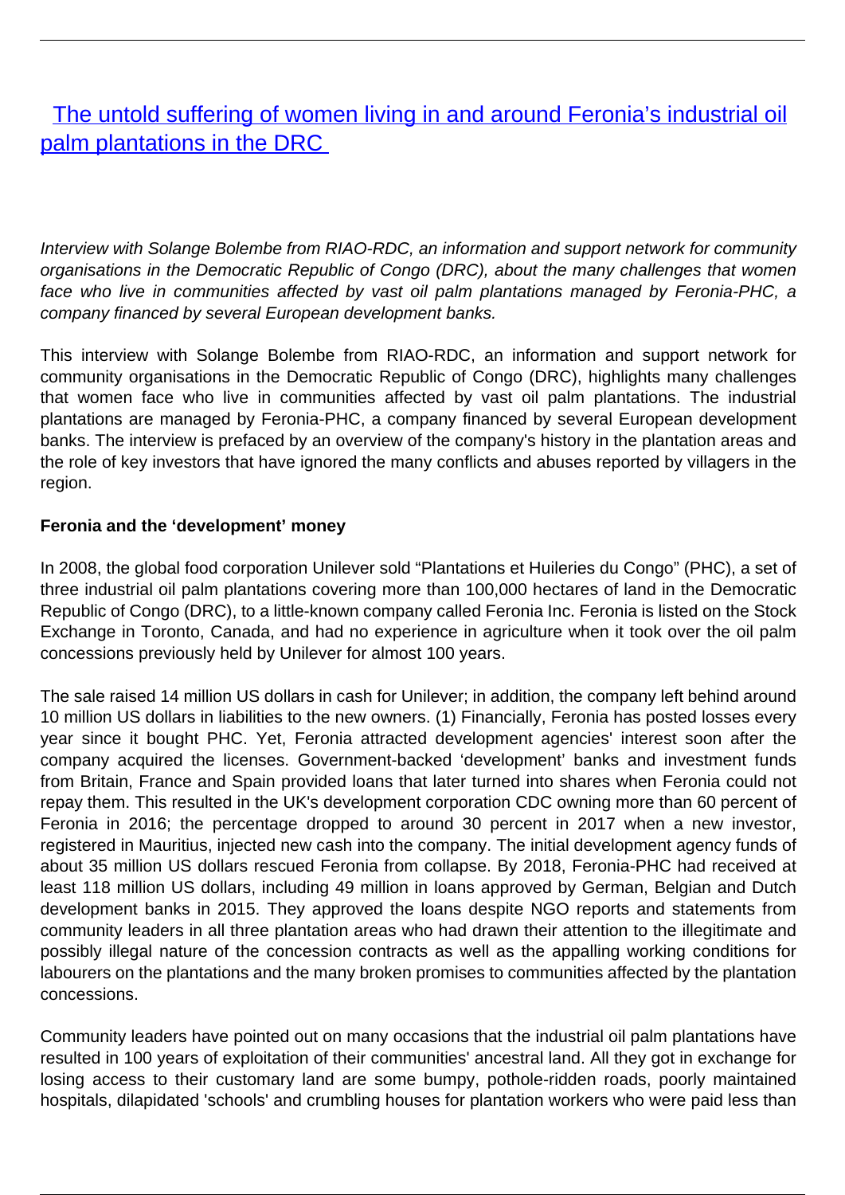# [The untold suffering of women living in and around Feronia's industrial oil palm plantations in the DRC]

*Interview with Solange Bolembe from RIAO-RDC, an information and support network for community organisations in the Democratic Republic of Congo (DRC), about the many challenges that women face who live in communities affected by vast oil palm plantations managed by Feronia-PHC, a company financed by several European development banks.*

This interview with Solange Bolembe from RIAO-RDC, an information and support network for community organisations in the Democratic Republic of Congo (DRC), highlights many challenges that women face who live in communities affected by vast oil palm plantations. The industrial plantations are managed by Feronia-PHC, a company financed by several European development banks. The interview is prefaced by an overview of the company's history in the plantation areas and the role of key investors that have ignored the many conflicts and abuses reported by villagers in the region.

**Feronia and the 'development' money**

In 2008, the global food corporation Unilever sold "Plantations et Huileries du Congo" (PHC), a set of three industrial oil palm plantations covering more than 100,000 hectares of land in the Democratic Republic of Congo (DRC), to a little-known company called Feronia Inc. Feronia is listed on the Stock Exchange in Toronto, Canada, and had no experience in agriculture when it took over the oil palm concessions previously held by Unilever for almost 100 years.

The sale raised 14 million US dollars in cash for Unilever; in addition, the company left behind around 10 million US dollars in liabilities to the new owners. (1) Financially, Feronia has posted losses every year since it bought PHC. Yet, Feronia attracted development agencies' interest soon after the company acquired the licenses. Government-backed 'development' banks and investment funds from Britain, France and Spain provided loans that later turned into shares when Feronia could not repay them. This resulted in the UK's development corporation CDC owning more than 60 percent of Feronia in 2016; the percentage dropped to around 30 percent in 2017 when a new investor, registered in Mauritius, injected new cash into the company. The initial development agency funds of about 35 million US dollars rescued Feronia from collapse. By 2018, Feronia-PHC had received at least 118 million US dollars, including 49 million in loans approved by German, Belgian and Dutch development banks in 2015. They approved the loans despite NGO reports and statements from community leaders in all three plantation areas who had drawn their attention to the illegitimate and possibly illegal nature of the concession contracts as well as the appalling working conditions for labourers on the plantations and the many broken promises to communities affected by the plantation concessions.

Community leaders have pointed out on many occasions that the industrial oil palm plantations have resulted in 100 years of exploitation of their communities' ancestral land. All they got in exchange for losing access to their customary land are some bumpy, pothole-ridden roads, poorly maintained hospitals, dilapidated 'schools' and crumbling houses for plantation workers who were paid less than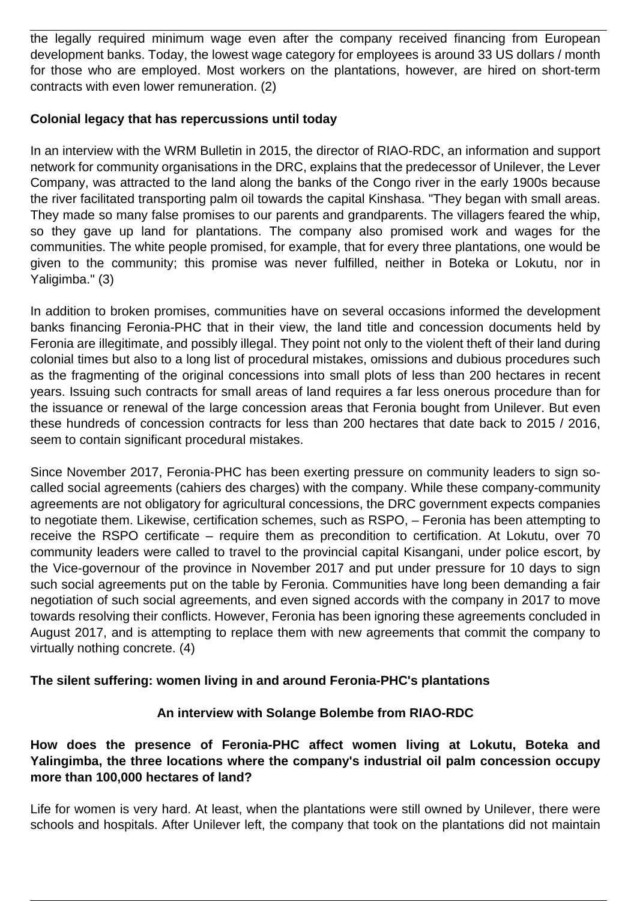the legally required minimum wage even after the company received financing from European development banks. Today, the lowest wage category for employees is around 33 US dollars / month for those who are employed. Most workers on the plantations, however, are hired on short-term contracts with even lower remuneration. (2)

**Colonial legacy that has repercussions until today**

In an interview with the WRM Bulletin in 2015, the director of RIAO-RDC, an information and support network for community organisations in the DRC, explains that the predecessor of Unilever, the Lever Company, was attracted to the land along the banks of the Congo river in the early 1900s because the river facilitated transporting palm oil towards the capital Kinshasa. "They began with small areas. They made so many false promises to our parents and grandparents. The villagers feared the whip, so they gave up land for plantations. The company also promised work and wages for the communities. The white people promised, for example, that for every three plantations, one would be given to the community; this promise was never fulfilled, neither in Boteka or Lokutu, nor in Yaligimba." (3)

In addition to broken promises, communities have on several occasions informed the development banks financing Feronia-PHC that in their view, the land title and concession documents held by Feronia are illegitimate, and possibly illegal. They point not only to the violent theft of their land during colonial times but also to a long list of procedural mistakes, omissions and dubious procedures such as the fragmenting of the original concessions into small plots of less than 200 hectares in recent years. Issuing such contracts for small areas of land requires a far less onerous procedure than for the issuance or renewal of the large concession areas that Feronia bought from Unilever. But even these hundreds of concession contracts for less than 200 hectares that date back to 2015 / 2016, seem to contain significant procedural mistakes.

Since November 2017, Feronia-PHC has been exerting pressure on community leaders to sign so-called social agreements (cahiers des charges) with the company. While these company-community agreements are not obligatory for agricultural concessions, the DRC government expects companies to negotiate them. Likewise, certification schemes, such as RSPO, – Feronia has been attempting to receive the RSPO certificate – require them as precondition to certification. At Lokutu, over 70 community leaders were called to travel to the provincial capital Kisangani, under police escort, by the Vice-governour of the province in November 2017 and put under pressure for 10 days to sign such social agreements put on the table by Feronia. Communities have long been demanding a fair negotiation of such social agreements, and even signed accords with the company in 2017 to move towards resolving their conflicts. However, Feronia has been ignoring these agreements concluded in August 2017, and is attempting to replace them with new agreements that commit the company to virtually nothing concrete. (4)

**The silent suffering: women living in and around Feronia-PHC's plantations**

**An interview with Solange Bolembe from RIAO-RDC**

**How does the presence of Feronia-PHC affect women living at Lokutu, Boteka and Yalingimba, the three locations where the company's industrial oil palm concession occupy more than 100,000 hectares of land?**

Life for women is very hard. At least, when the plantations were still owned by Unilever, there were schools and hospitals. After Unilever left, the company that took on the plantations did not maintain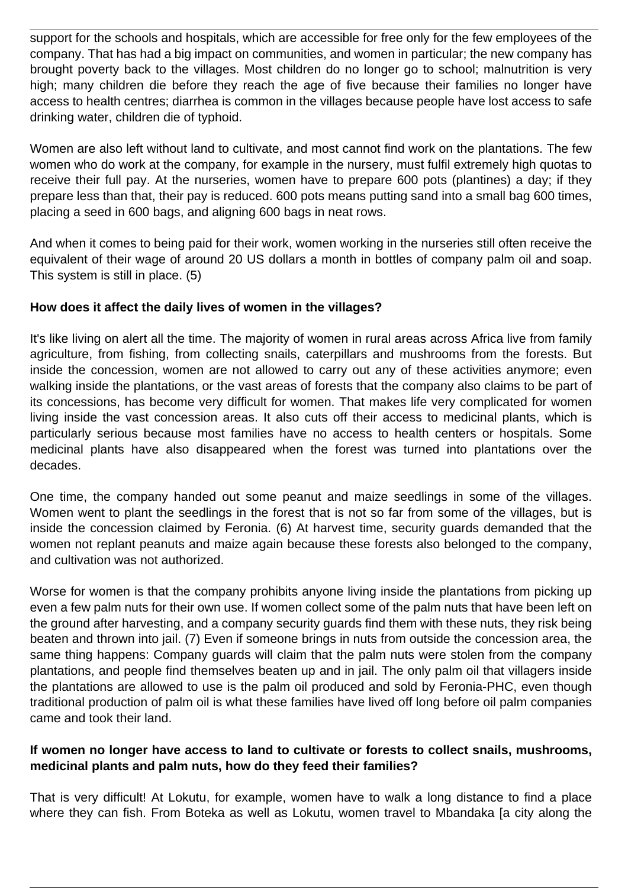support for the schools and hospitals, which are accessible for free only for the few employees of the company. That has had a big impact on communities, and women in particular; the new company has brought poverty back to the villages. Most children do no longer go to school; malnutrition is very high; many children die before they reach the age of five because their families no longer have access to health centres; diarrhea is common in the villages because people have lost access to safe drinking water, children die of typhoid.

Women are also left without land to cultivate, and most cannot find work on the plantations. The few women who do work at the company, for example in the nursery, must fulfil extremely high quotas to receive their full pay. At the nurseries, women have to prepare 600 pots (plantines) a day; if they prepare less than that, their pay is reduced. 600 pots means putting sand into a small bag 600 times, placing a seed in 600 bags, and aligning 600 bags in neat rows.

And when it comes to being paid for their work, women working in the nurseries still often receive the equivalent of their wage of around 20 US dollars a month in bottles of company palm oil and soap. This system is still in place. (5)

**How does it affect the daily lives of women in the villages?**

It's like living on alert all the time. The majority of women in rural areas across Africa live from family agriculture, from fishing, from collecting snails, caterpillars and mushrooms from the forests. But inside the concession, women are not allowed to carry out any of these activities anymore; even walking inside the plantations, or the vast areas of forests that the company also claims to be part of its concessions, has become very difficult for women. That makes life very complicated for women living inside the vast concession areas. It also cuts off their access to medicinal plants, which is particularly serious because most families have no access to health centers or hospitals. Some medicinal plants have also disappeared when the forest was turned into plantations over the decades.

One time, the company handed out some peanut and maize seedlings in some of the villages. Women went to plant the seedlings in the forest that is not so far from some of the villages, but is inside the concession claimed by Feronia. (6) At harvest time, security guards demanded that the women not replant peanuts and maize again because these forests also belonged to the company, and cultivation was not authorized.

Worse for women is that the company prohibits anyone living inside the plantations from picking up even a few palm nuts for their own use. If women collect some of the palm nuts that have been left on the ground after harvesting, and a company security guards find them with these nuts, they risk being beaten and thrown into jail. (7) Even if someone brings in nuts from outside the concession area, the same thing happens: Company guards will claim that the palm nuts were stolen from the company plantations, and people find themselves beaten up and in jail. The only palm oil that villagers inside the plantations are allowed to use is the palm oil produced and sold by Feronia-PHC, even though traditional production of palm oil is what these families have lived off long before oil palm companies came and took their land.

**If women no longer have access to land to cultivate or forests to collect snails, mushrooms, medicinal plants and palm nuts, how do they feed their families?**

That is very difficult! At Lokutu, for example, women have to walk a long distance to find a place where they can fish. From Boteka as well as Lokutu, women travel to Mbandaka [a city along the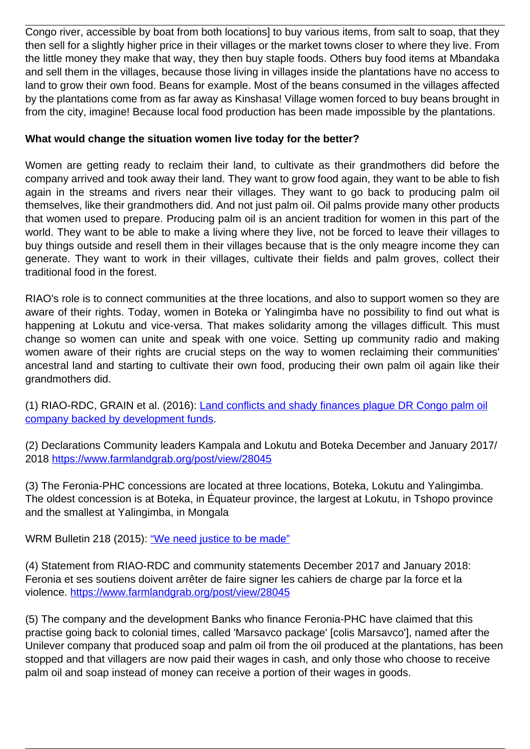Congo river, accessible by boat from both locations] to buy various items, from salt to soap, that they then sell for a slightly higher price in their villages or the market towns closer to where they live. From the little money they make that way, they then buy staple foods. Others buy food items at Mbandaka and sell them in the villages, because those living in villages inside the plantations have no access to land to grow their own food. Beans for example. Most of the beans consumed in the villages affected by the plantations come from as far away as Kinshasa! Village women forced to buy beans brought in from the city, imagine! Because local food production has been made impossible by the plantations.

**What would change the situation women live today for the better?**

Women are getting ready to reclaim their land, to cultivate as their grandmothers did before the company arrived and took away their land. They want to grow food again, they want to be able to fish again in the streams and rivers near their villages. They want to go back to producing palm oil themselves, like their grandmothers did. And not just palm oil. Oil palms provide many other products that women used to prepare. Producing palm oil is an ancient tradition for women in this part of the world. They want to be able to make a living where they live, not be forced to leave their villages to buy things outside and resell them in their villages because that is the only meagre income they can generate. They want to work in their villages, cultivate their fields and palm groves, collect their traditional food in the forest.

RIAO's role is to connect communities at the three locations, and also to support women so they are aware of their rights. Today, women in Boteka or Yalingimba have no possibility to find out what is happening at Lokutu and vice-versa. That makes solidarity among the villages difficult. This must change so women can unite and speak with one voice. Setting up community radio and making women aware of their rights are crucial steps on the way to women reclaiming their communities' ancestral land and starting to cultivate their own food, producing their own palm oil again like their grandmothers did.

(1) RIAO-RDC, GRAIN et al. (2016): [Land conflicts and shady finances plague DR Congo palm oil company backed by development funds]().

(2) Declarations Community leaders Kampala and Lokutu and Boteka December and January 2017/ 2018 https://www.farmlandgrab.org/post/view/28045

(3) The Feronia-PHC concessions are located at three locations, Boteka, Lokutu and Yalingimba. The oldest concession is at Boteka, in Équateur province, the largest at Lokutu, in Tshopo province and the smallest at Yalingimba, in Mongala

WRM Bulletin 218 (2015): ["We need justice to be made"]()

(4) Statement from RIAO-RDC and community statements December 2017 and January 2018: Feronia et ses soutiens doivent arrêter de faire signer les cahiers de charge par la force et la violence. https://www.farmlandgrab.org/post/view/28045

(5) The company and the development Banks who finance Feronia-PHC have claimed that this practise going back to colonial times, called 'Marsavco package' [colis Marsavco'], named after the Unilever company that produced soap and palm oil from the oil produced at the plantations, has been stopped and that villagers are now paid their wages in cash, and only those who choose to receive palm oil and soap instead of money can receive a portion of their wages in goods.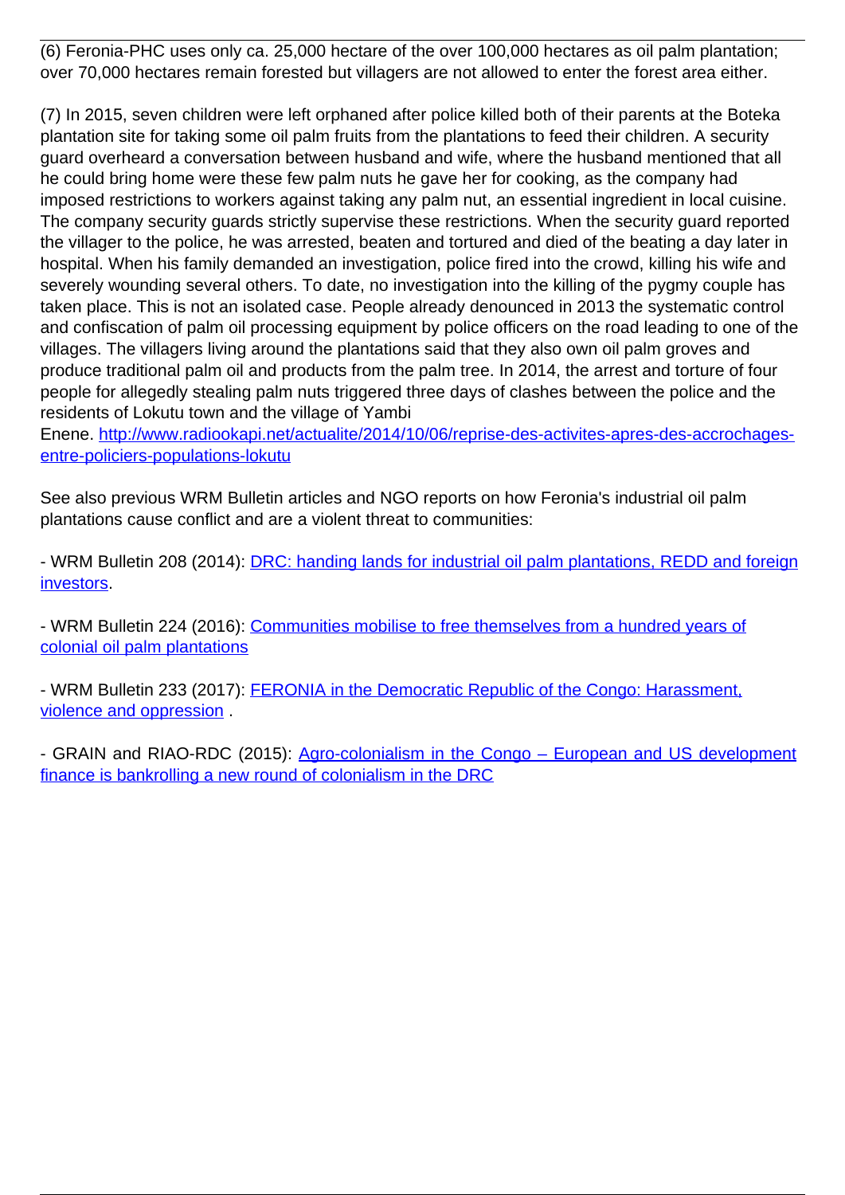(6) Feronia-PHC uses only ca. 25,000 hectare of the over 100,000 hectares as oil palm plantation; over 70,000 hectares remain forested but villagers are not allowed to enter the forest area either.

(7) In 2015, seven children were left orphaned after police killed both of their parents at the Boteka plantation site for taking some oil palm fruits from the plantations to feed their children. A security guard overheard a conversation between husband and wife, where the husband mentioned that all he could bring home were these few palm nuts he gave her for cooking, as the company had imposed restrictions to workers against taking any palm nut, an essential ingredient in local cuisine. The company security guards strictly supervise these restrictions. When the security guard reported the villager to the police, he was arrested, beaten and tortured and died of the beating a day later in hospital. When his family demanded an investigation, police fired into the crowd, killing his wife and severely wounding several others. To date, no investigation into the killing of the pygmy couple has taken place. This is not an isolated case. People already denounced in 2013 the systematic control and confiscation of palm oil processing equipment by police officers on the road leading to one of the villages. The villagers living around the plantations said that they also own oil palm groves and produce traditional palm oil and products from the palm tree. In 2014, the arrest and torture of four people for allegedly stealing palm nuts triggered three days of clashes between the police and the residents of Lokutu town and the village of Yambi Enene. [http://www.radiookapi.net/actualite/2014/10/06/reprise-des-activites-apres-des-accrochages-entre-policiers-populations-lokutu](http://www.radiookapi.net/actualite/2014/10/06/reprise-des-activites-apres-des-accrochages-entre-policiers-populations-lokutu)

See also previous WRM Bulletin articles and NGO reports on how Feronia's industrial oil palm plantations cause conflict and are a violent threat to communities:

- WRM Bulletin 208 (2014): DRC: handing lands for industrial oil palm plantations, REDD and foreign investors.

- WRM Bulletin 224 (2016): Communities mobilise to free themselves from a hundred years of colonial oil palm plantations

- WRM Bulletin 233 (2017): FERONIA in the Democratic Republic of the Congo: Harassment, violence and oppression .

- GRAIN and RIAO-RDC (2015): Agro-colonialism in the Congo – European and US development finance is bankrolling a new round of colonialism in the DRC